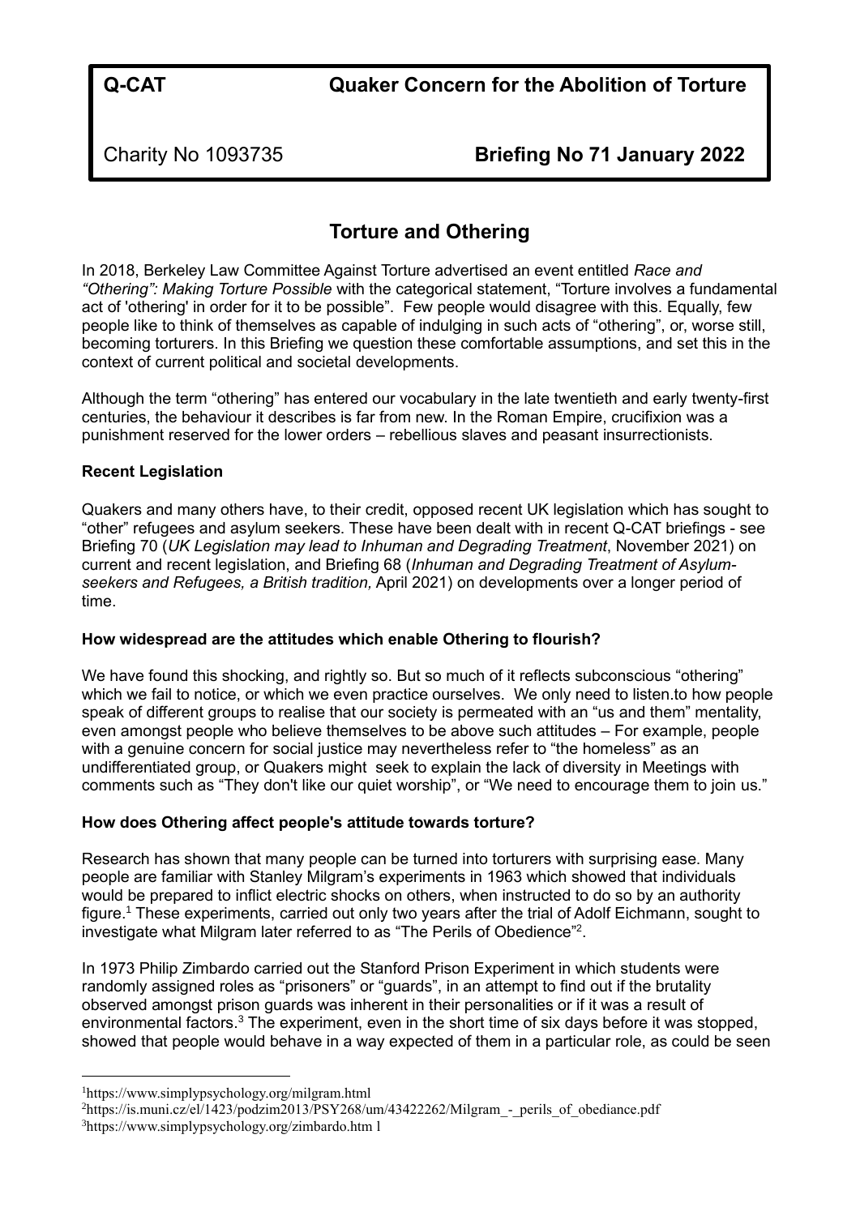**Q-CAT** **Quaker Concern for the Abolition of Torture**

Charity No 1093735 **Briefing No 71 January 2022**

# Torture and Othering

In 2018, Berkeley Law Committee Against Torture advertised an event entitled *Race and "Othering": Making Torture Possible* with the categorical statement, "Torture involves a fundamental act of 'othering' in order for it to be possible". Few people would disagree with this. Equally, few people like to think of themselves as capable of indulging in such acts of "othering", or, worse still, becoming torturers. In this Briefing we question these comfortable assumptions, and set this in the context of current political and societal developments.

Although the term "othering" has entered our vocabulary in the late twentieth and early twenty-first centuries, the behaviour it describes is far from new. In the Roman Empire, crucifixion was a punishment reserved for the lower orders – rebellious slaves and peasant insurrectionists.

**Recent Legislation**

Quakers and many others have, to their credit, opposed recent UK legislation which has sought to "other" refugees and asylum seekers. These have been dealt with in recent Q-CAT briefings - see Briefing 70 (*UK Legislation may lead to Inhuman and Degrading Treatment*, November 2021) on current and recent legislation, and Briefing 68 (*Inhuman and Degrading Treatment of Asylum-seekers and Refugees, a British tradition,* April 2021) on developments over a longer period of time.

**How widespread are the attitudes which enable Othering to flourish?**

We have found this shocking, and rightly so. But so much of it reflects subconscious "othering" which we fail to notice, or which we even practice ourselves. We only need to listen.to how people speak of different groups to realise that our society is permeated with an "us and them" mentality, even amongst people who believe themselves to be above such attitudes – For example, people with a genuine concern for social justice may nevertheless refer to "the homeless" as an undifferentiated group, or Quakers might seek to explain the lack of diversity in Meetings with comments such as "They don't like our quiet worship", or "We need to encourage them to join us."

**How does Othering affect people's attitude towards torture?**

Research has shown that many people can be turned into torturers with surprising ease. Many people are familiar with Stanley Milgram's experiments in 1963 which showed that individuals would be prepared to inflict electric shocks on others, when instructed to do so by an authority figure.[1] These experiments, carried out only two years after the trial of Adolf Eichmann, sought to investigate what Milgram later referred to as "The Perils of Obedience"[2].

In 1973 Philip Zimbardo carried out the Stanford Prison Experiment in which students were randomly assigned roles as "prisoners" or "guards", in an attempt to find out if the brutality observed amongst prison guards was inherent in their personalities or if it was a result of environmental factors.[3] The experiment, even in the short time of six days before it was stopped, showed that people would behave in a way expected of them in a particular role, as could be seen

[1] https://www.simplypsychology.org/milgram.html

[2] https://is.muni.cz/el/1423/podzim2013/PSY268/um/43422262/Milgram_-_perils_of_obediance.pdf

[3] https://www.simplypsychology.org/zimbardo.htm l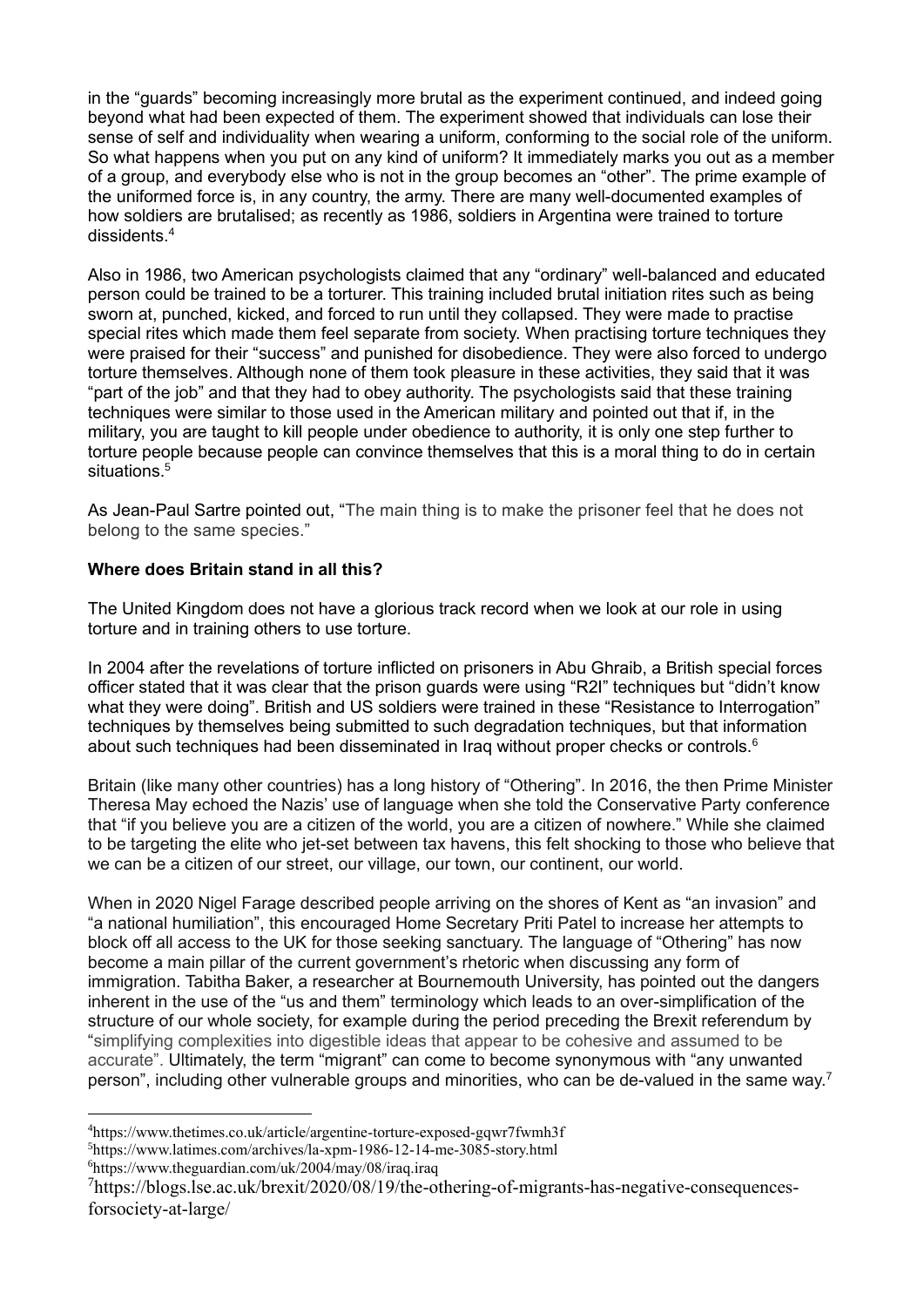in the "guards" becoming increasingly more brutal as the experiment continued, and indeed going beyond what had been expected of them. The experiment showed that individuals can lose their sense of self and individuality when wearing a uniform, conforming to the social role of the uniform. So what happens when you put on any kind of uniform? It immediately marks you out as a member of a group, and everybody else who is not in the group becomes an "other". The prime example of the uniformed force is, in any country, the army. There are many well-documented examples of how soldiers are brutalised; as recently as 1986, soldiers in Argentina were trained to torture dissidents.[4]

Also in 1986, two American psychologists claimed that any "ordinary" well-balanced and educated person could be trained to be a torturer. This training included brutal initiation rites such as being sworn at, punched, kicked, and forced to run until they collapsed. They were made to practise special rites which made them feel separate from society. When practising torture techniques they were praised for their "success" and punished for disobedience. They were also forced to undergo torture themselves. Although none of them took pleasure in these activities, they said that it was "part of the job" and that they had to obey authority. The psychologists said that these training techniques were similar to those used in the American military and pointed out that if, in the military, you are taught to kill people under obedience to authority, it is only one step further to torture people because people can convince themselves that this is a moral thing to do in certain situations.[5]

As Jean-Paul Sartre pointed out, "The main thing is to make the prisoner feel that he does not belong to the same species."

**Where does Britain stand in all this?**

The United Kingdom does not have a glorious track record when we look at our role in using torture and in training others to use torture.

In 2004 after the revelations of torture inflicted on prisoners in Abu Ghraib, a British special forces officer stated that it was clear that the prison guards were using "R2I" techniques but "didn't know what they were doing". British and US soldiers were trained in these "Resistance to Interrogation" techniques by themselves being submitted to such degradation techniques, but that information about such techniques had been disseminated in Iraq without proper checks or controls.[6]

Britain (like many other countries) has a long history of "Othering". In 2016, the then Prime Minister Theresa May echoed the Nazis' use of language when she told the Conservative Party conference that "if you believe you are a citizen of the world, you are a citizen of nowhere." While she claimed to be targeting the elite who jet-set between tax havens, this felt shocking to those who believe that we can be a citizen of our street, our village, our town, our continent, our world.

When in 2020 Nigel Farage described people arriving on the shores of Kent as "an invasion" and "a national humiliation", this encouraged Home Secretary Priti Patel to increase her attempts to block off all access to the UK for those seeking sanctuary. The language of "Othering" has now become a main pillar of the current government's rhetoric when discussing any form of immigration. Tabitha Baker, a researcher at Bournemouth University, has pointed out the dangers inherent in the use of the "us and them" terminology which leads to an over-simplification of the structure of our whole society, for example during the period preceding the Brexit referendum by "simplifying complexities into digestible ideas that appear to be cohesive and assumed to be accurate". Ultimately, the term "migrant" can come to become synonymous with "any unwanted person", including other vulnerable groups and minorities, who can be de-valued in the same way.[7]

---

[4] https://www.thetimes.co.uk/article/argentine-torture-exposed-gqwr7fwmh3f

[5] https://www.latimes.com/archives/la-xpm-1986-12-14-me-3085-story.html

[6] https://www.theguardian.com/uk/2004/may/08/iraq.iraq

[7] https://blogs.lse.ac.uk/brexit/2020/08/19/the-othering-of-migrants-has-negative-consequences-forsociety-at-large/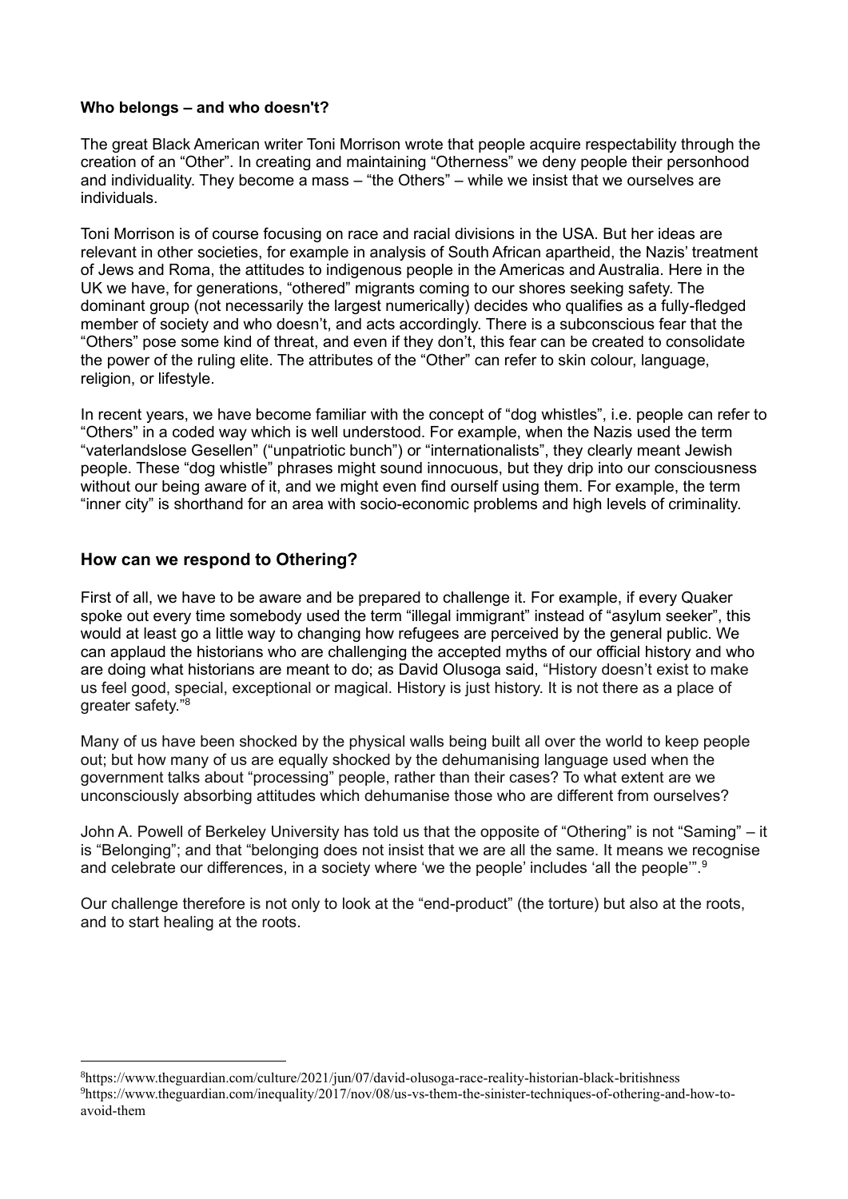**Who belongs – and who doesn't?**

The great Black American writer Toni Morrison wrote that people acquire respectability through the creation of an "Other". In creating and maintaining "Otherness" we deny people their personhood and individuality. They become a mass – "the Others" – while we insist that we ourselves are individuals.

Toni Morrison is of course focusing on race and racial divisions in the USA. But her ideas are relevant in other societies, for example in analysis of South African apartheid, the Nazis' treatment of Jews and Roma, the attitudes to indigenous people in the Americas and Australia. Here in the UK we have, for generations, "othered" migrants coming to our shores seeking safety. The dominant group (not necessarily the largest numerically) decides who qualifies as a fully-fledged member of society and who doesn't, and acts accordingly. There is a subconscious fear that the "Others" pose some kind of threat, and even if they don't, this fear can be created to consolidate the power of the ruling elite. The attributes of the "Other" can refer to skin colour, language, religion, or lifestyle.

In recent years, we have become familiar with the concept of "dog whistles", i.e. people can refer to "Others" in a coded way which is well understood. For example, when the Nazis used the term "vaterlandslose Gesellen" ("unpatriotic bunch") or "internationalists", they clearly meant Jewish people. These "dog whistle" phrases might sound innocuous, but they drip into our consciousness without our being aware of it, and we might even find ourself using them. For example, the term "inner city" is shorthand for an area with socio-economic problems and high levels of criminality.

## How can we respond to Othering?

First of all, we have to be aware and be prepared to challenge it. For example, if every Quaker spoke out every time somebody used the term "illegal immigrant" instead of "asylum seeker", this would at least go a little way to changing how refugees are perceived by the general public. We can applaud the historians who are challenging the accepted myths of our official history and who are doing what historians are meant to do; as David Olusoga said, "History doesn't exist to make us feel good, special, exceptional or magical. History is just history. It is not there as a place of greater safety."[8]

Many of us have been shocked by the physical walls being built all over the world to keep people out; but how many of us are equally shocked by the dehumanising language used when the government talks about "processing" people, rather than their cases? To what extent are we unconsciously absorbing attitudes which dehumanise those who are different from ourselves?

John A. Powell of Berkeley University has told us that the opposite of "Othering" is not "Saming" – it is "Belonging"; and that "belonging does not insist that we are all the same. It means we recognise and celebrate our differences, in a society where 'we the people' includes 'all the people'".[9]

Our challenge therefore is not only to look at the "end-product" (the torture) but also at the roots, and to start healing at the roots.

---

[8]https://www.theguardian.com/culture/2021/jun/07/david-olusoga-race-reality-historian-black-britishness

[9]https://www.theguardian.com/inequality/2017/nov/08/us-vs-them-the-sinister-techniques-of-othering-and-how-to-avoid-them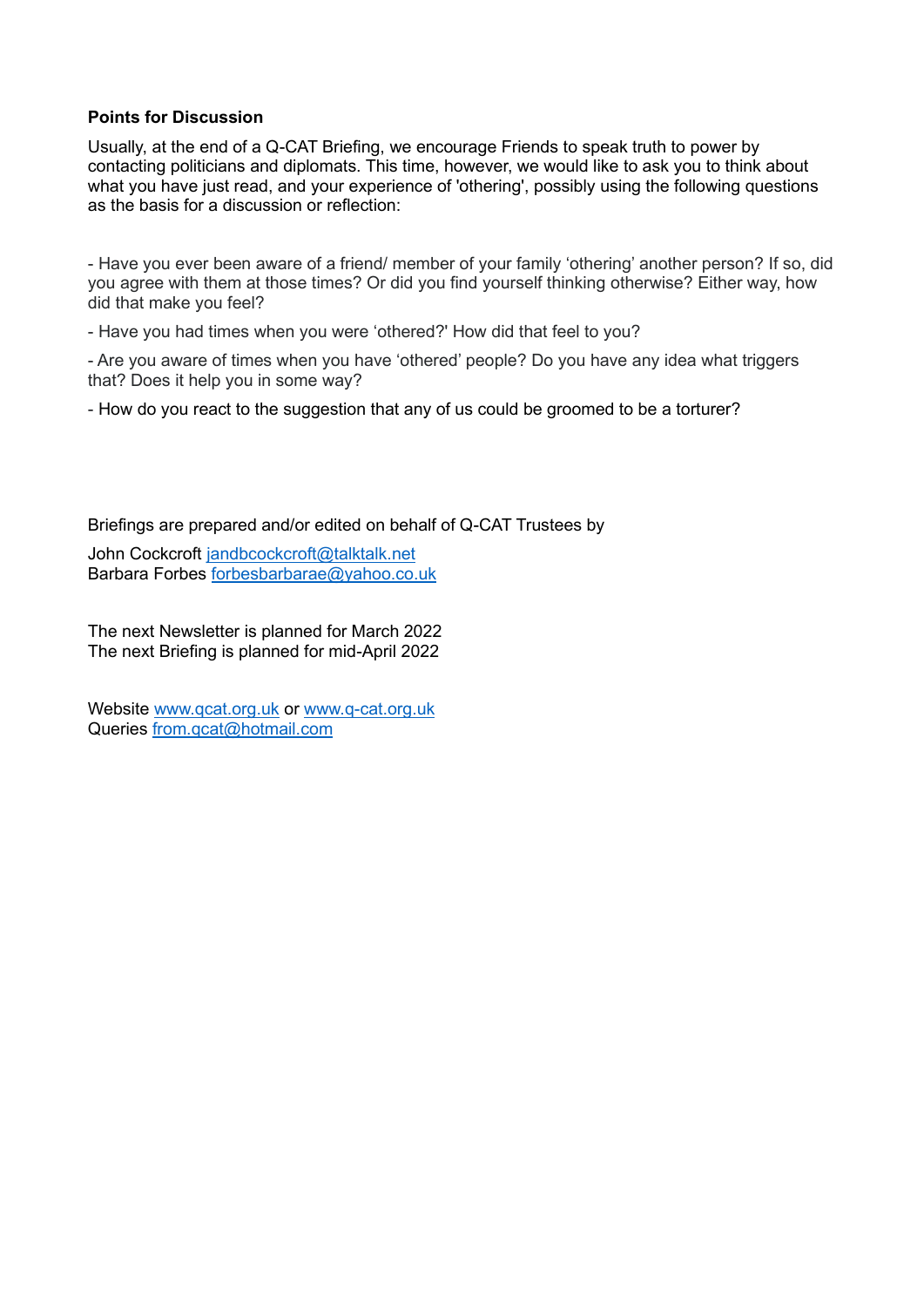**Points for Discussion**

Usually, at the end of a Q-CAT Briefing, we encourage Friends to speak truth to power by contacting politicians and diplomats. This time, however, we would like to ask you to think about what you have just read, and your experience of 'othering', possibly using the following questions as the basis for a discussion or reflection:

- Have you ever been aware of a friend/ member of your family ‘othering’ another person? If so, did you agree with them at those times? Or did you find yourself thinking otherwise? Either way, how did that make you feel?
- Have you had times when you were ‘othered?' How did that feel to you?
- Are you aware of times when you have ‘othered’ people? Do you have any idea what triggers that? Does it help you in some way?
- How do you react to the suggestion that any of us could be groomed to be a torturer?

Briefings are prepared and/or edited on behalf of Q-CAT Trustees by

John Cockcroft jandbcockcroft@talktalk.net
Barbara Forbes forbesbarbarae@yahoo.co.uk

The next Newsletter is planned for March 2022
The next Briefing is planned for mid-April 2022

Website www.qcat.org.uk or www.q-cat.org.uk
Queries from.qcat@hotmail.com